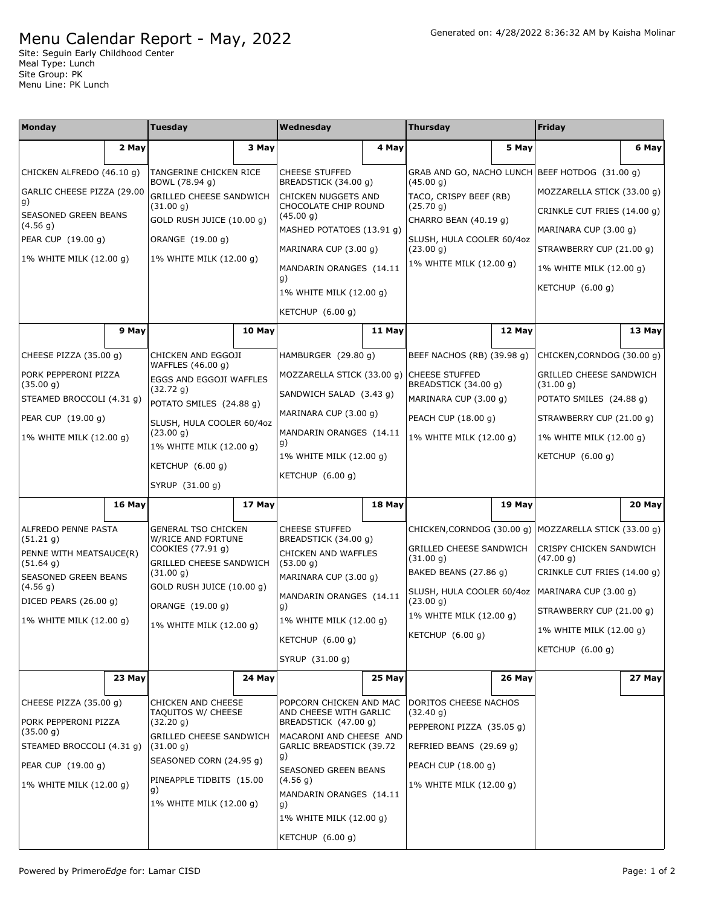# Menu Calendar Report - May, 2022

Generated on: 4/28/2022 8:36:32 AM by Kaisha Molinar

Site: Seguin Early Childhood Center
Meal Type: Lunch
Site Group: PK
Menu Line: PK Lunch

| Monday | Tuesday | Wednesday | Thursday | Friday |
|---|---|---|---|---|
| **2 May** | **3 May** | **4 May** | **5 May** | **6 May** |
| CHICKEN ALFREDO (46.10 g)<br>GARLIC CHEESE PIZZA (29.00 g)<br>SEASONED GREEN BEANS (4.56 g)<br>PEAR CUP (19.00 g)<br>1% WHITE MILK (12.00 g) | TANGERINE CHICKEN RICE BOWL (78.94 g)<br>GRILLED CHEESE SANDWICH (31.00 g)<br>GOLD RUSH JUICE (10.00 g)<br>ORANGE (19.00 g)<br>1% WHITE MILK (12.00 g) | CHEESE STUFFED BREADSTICK (34.00 g)<br>CHICKEN NUGGETS AND CHOCOLATE CHIP ROUND (45.00 g)<br>MASHED POTATOES (13.91 g)<br>MARINARA CUP (3.00 g)<br>MANDARIN ORANGES (14.11 g)<br>1% WHITE MILK (12.00 g)<br>KETCHUP (6.00 g) | GRAB AND GO, NACHO LUNCH (45.00 g)<br>TACO, CRISPY BEEF (RB) (25.70 g)<br>CHARRO BEAN (40.19 g)<br>SLUSH, HULA COOLER 60/4oz (23.00 g)<br>1% WHITE MILK (12.00 g) | BEEF HOTDOG (31.00 g)<br>MOZZARELLA STICK (33.00 g)<br>CRINKLE CUT FRIES (14.00 g)<br>MARINARA CUP (3.00 g)<br>STRAWBERRY CUP (21.00 g)<br>1% WHITE MILK (12.00 g)<br>KETCHUP (6.00 g) |
| **9 May** | **10 May** | **11 May** | **12 May** | **13 May** |
| CHEESE PIZZA (35.00 g)<br>PORK PEPPERONI PIZZA (35.00 g)<br>STEAMED BROCCOLI (4.31 g)<br>PEAR CUP (19.00 g)<br>1% WHITE MILK (12.00 g) | CHICKEN AND EGGOJI WAFFLES (46.00 g)<br>EGGS AND EGGOJI WAFFLES (32.72 g)<br>POTATO SMILES (24.88 g)<br>SLUSH, HULA COOLER 60/4oz (23.00 g)<br>1% WHITE MILK (12.00 g)<br>KETCHUP (6.00 g)<br>SYRUP (31.00 g) | HAMBURGER (29.80 g)<br>MOZZARELLA STICK (33.00 g)<br>SANDWICH SALAD (3.43 g)<br>MARINARA CUP (3.00 g)<br>MANDARIN ORANGES (14.11 g)<br>1% WHITE MILK (12.00 g)<br>KETCHUP (6.00 g) | BEEF NACHOS (RB) (39.98 g)<br>CHEESE STUFFED BREADSTICK (34.00 g)<br>MARINARA CUP (3.00 g)<br>PEACH CUP (18.00 g)<br>1% WHITE MILK (12.00 g) | CHICKEN,CORNDOG (30.00 g)<br>GRILLED CHEESE SANDWICH (31.00 g)<br>POTATO SMILES (24.88 g)<br>STRAWBERRY CUP (21.00 g)<br>1% WHITE MILK (12.00 g)<br>KETCHUP (6.00 g) |
| **16 May** | **17 May** | **18 May** | **19 May** | **20 May** |
| ALFREDO PENNE PASTA (51.21 g)<br>PENNE WITH MEATSAUCE(R) (51.64 g)<br>SEASONED GREEN BEANS (4.56 g)<br>DICED PEARS (26.00 g)<br>1% WHITE MILK (12.00 g) | GENERAL TSO CHICKEN W/RICE AND FORTUNE COOKIES (77.91 g)<br>GRILLED CHEESE SANDWICH (31.00 g)<br>GOLD RUSH JUICE (10.00 g)<br>ORANGE (19.00 g)<br>1% WHITE MILK (12.00 g) | CHEESE STUFFED BREADSTICK (34.00 g)<br>CHICKEN AND WAFFLES (53.00 g)<br>MARINARA CUP (3.00 g)<br>MANDARIN ORANGES (14.11 g)<br>1% WHITE MILK (12.00 g)<br>KETCHUP (6.00 g)<br>SYRUP (31.00 g) | CHICKEN,CORNDOG (30.00 g)<br>GRILLED CHEESE SANDWICH (31.00 g)<br>BAKED BEANS (27.86 g)<br>SLUSH, HULA COOLER 60/4oz (23.00 g)<br>1% WHITE MILK (12.00 g)<br>KETCHUP (6.00 g) | MOZZARELLA STICK (33.00 g)<br>CRISPY CHICKEN SANDWICH (47.00 g)<br>CRINKLE CUT FRIES (14.00 g)<br>MARINARA CUP (3.00 g)<br>STRAWBERRY CUP (21.00 g)<br>1% WHITE MILK (12.00 g)<br>KETCHUP (6.00 g) |
| **23 May** | **24 May** | **25 May** | **26 May** | **27 May** |
| CHEESE PIZZA (35.00 g)<br>PORK PEPPERONI PIZZA (35.00 g)<br>STEAMED BROCCOLI (4.31 g)<br>PEAR CUP (19.00 g)<br>1% WHITE MILK (12.00 g) | CHICKEN AND CHEESE TAQUITOS W/ CHEESE (32.20 g)<br>GRILLED CHEESE SANDWICH (31.00 g)<br>SEASONED CORN (24.95 g)<br>PINEAPPLE TIDBITS (15.00 g)<br>1% WHITE MILK (12.00 g) | POPCORN CHICKEN AND MAC AND CHEESE WITH GARLIC BREADSTICK (47.00 g)<br>MACARONI AND CHEESE AND GARLIC BREADSTICK (39.72 g)<br>SEASONED GREEN BEANS (4.56 g)<br>MANDARIN ORANGES (14.11 g)<br>1% WHITE MILK (12.00 g)<br>KETCHUP (6.00 g) | DORITOS CHEESE NACHOS (32.40 g)<br>PEPPERONI PIZZA (35.05 g)<br>REFRIED BEANS (29.69 g)<br>PEACH CUP (18.00 g)<br>1% WHITE MILK (12.00 g) | |

Powered by Primero*Edge* for: Lamar CISD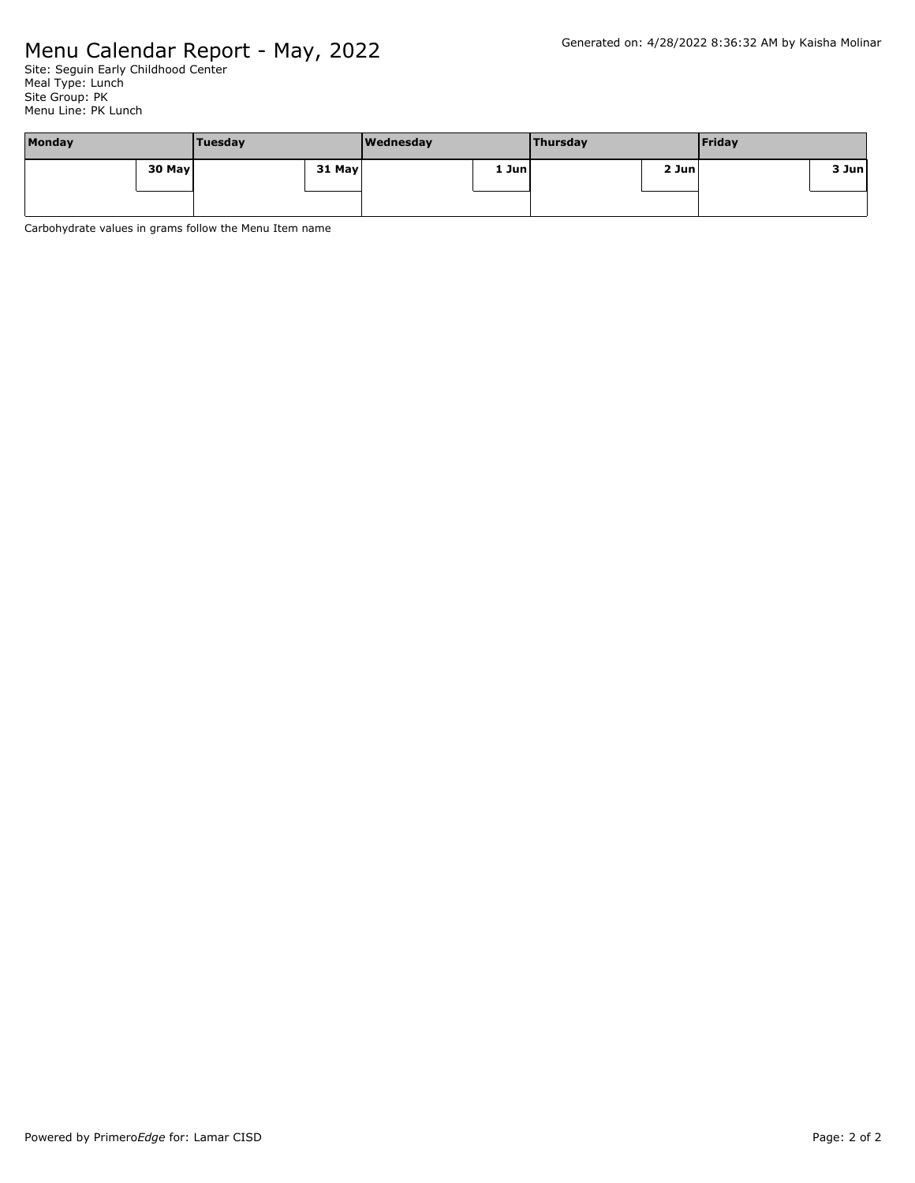# Menu Calendar Report - May, 2022

Generated on: 4/28/2022 8:36:32 AM by Kaisha Molinar

Site: Seguin Early Childhood Center
Meal Type: Lunch
Site Group: PK
Menu Line: PK Lunch

| Monday | Tuesday | Wednesday | Thursday | Friday |
| --- | --- | --- | --- | --- |
| **30 May** | **31 May** | **1 Jun** | **2 Jun** | **3 Jun** |

Carbohydrate values in grams follow the Menu Item name

Powered by Primero*Edge* for: Lamar CISD